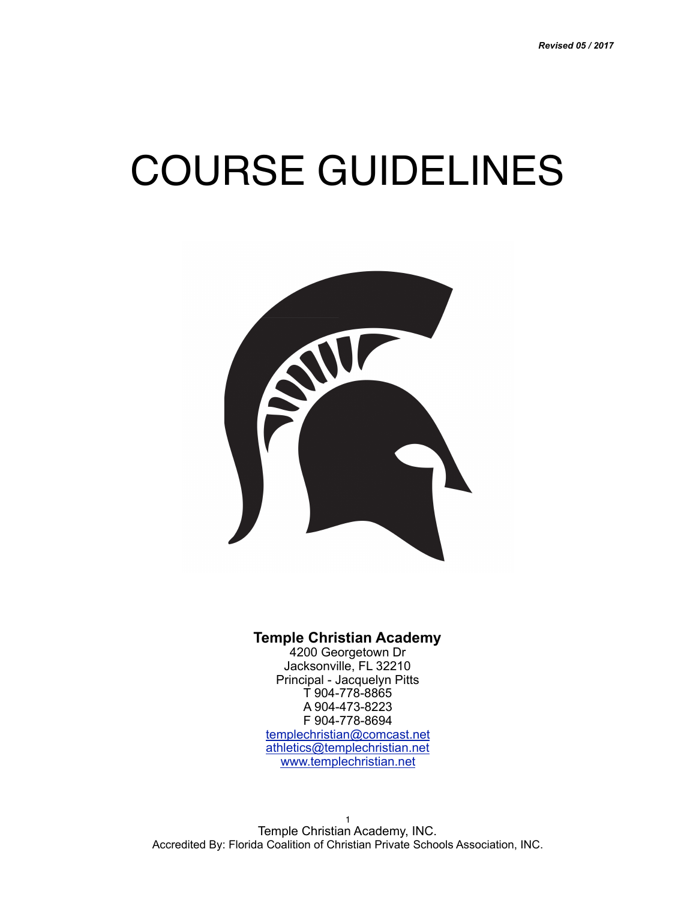*Revised 05 / 2017*

# COURSE GUIDELINES

**Temple Christian Academy**
4200 Georgetown Dr
Jacksonville, FL 32210
Principal - Jacquelyn Pitts
T 904-778-8865
A 904-473-8223
F 904-778-8694
templechristian@comcast.net
athletics@templechristian.net
www.templechristian.net

Temple Christian Academy, INC.
Accredited By: Florida Coalition of Christian Private Schools Association, INC.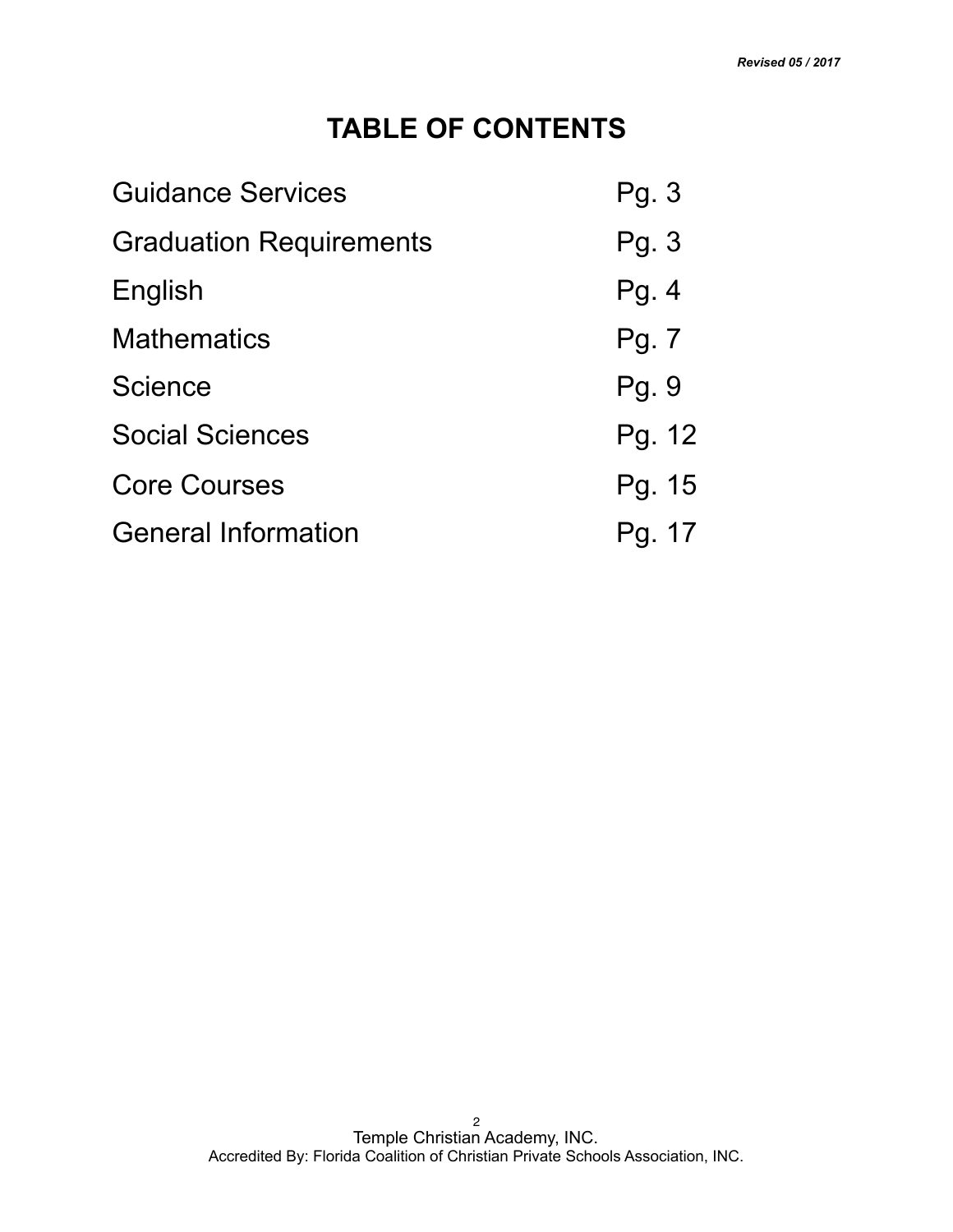*Revised 05 / 2017*

# TABLE OF CONTENTS

| | |
|---|---|
| Guidance Services | Pg. 3 |
| Graduation Requirements | Pg. 3 |
| English | Pg. 4 |
| Mathematics | Pg. 7 |
| Science | Pg. 9 |
| Social Sciences | Pg. 12 |
| Core Courses | Pg. 15 |
| General Information | Pg. 17 |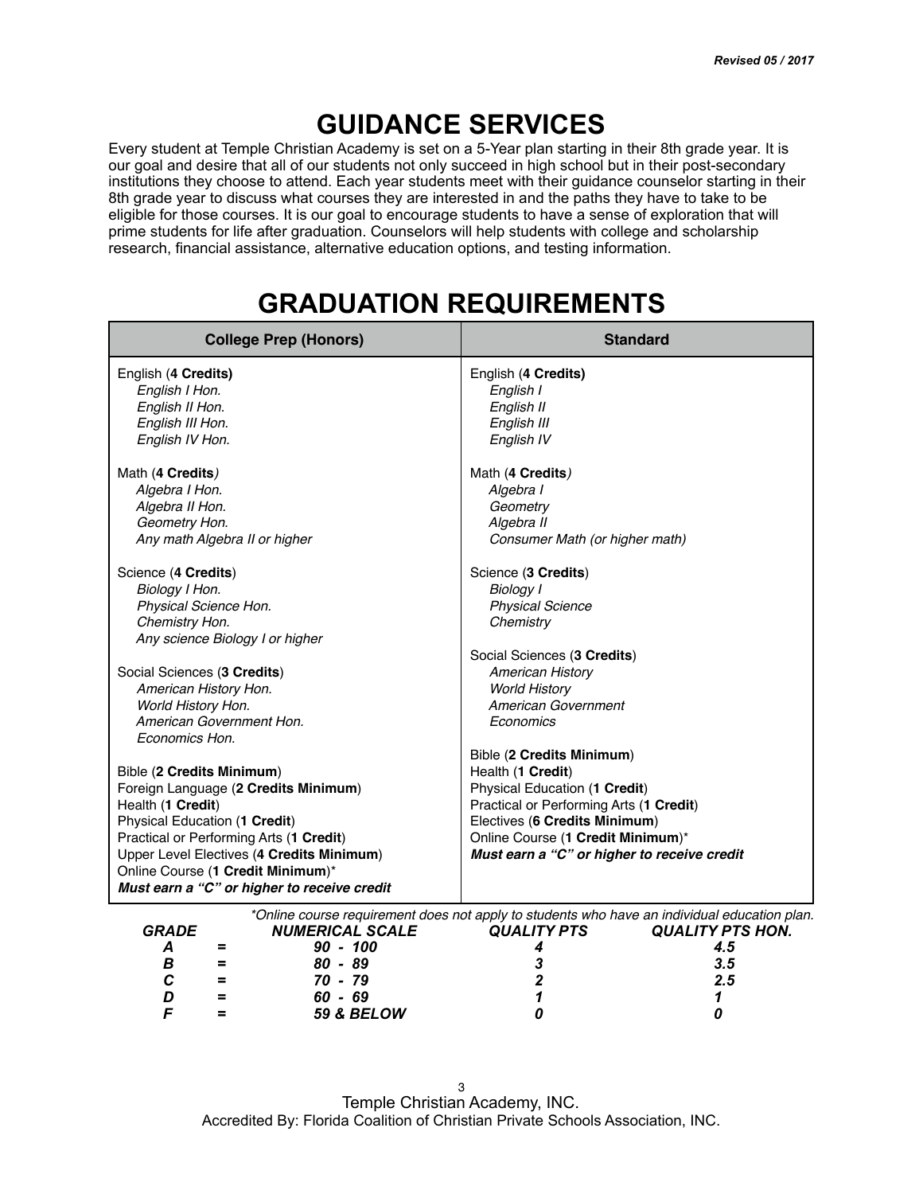# GUIDANCE SERVICES

Every student at Temple Christian Academy is set on a 5-Year plan starting in their 8th grade year. It is our goal and desire that all of our students not only succeed in high school but in their post-secondary institutions they choose to attend. Each year students meet with their guidance counselor starting in their 8th grade year to discuss what courses they are interested in and the paths they have to take to be eligible for those courses. It is our goal to encourage students to have a sense of exploration that will prime students for life after graduation. Counselors will help students with college and scholarship research, financial assistance, alternative education options, and testing information.

# GRADUATION REQUIREMENTS

| College Prep (Honors) | Standard |
|---|---|
| English (**4 Credits**)<br>*English I Hon.*<br>*English II Hon.*<br>*English III Hon.*<br>*English IV Hon.*<br><br>Math (**4 Credits**)<br>*Algebra I Hon.*<br>*Algebra II Hon.*<br>*Geometry Hon.*<br>*Any math Algebra II or higher*<br><br>Science (**4 Credits**)<br>*Biology I Hon.*<br>*Physical Science Hon.*<br>*Chemistry Hon.*<br>*Any science Biology I or higher*<br><br>Social Sciences (**3 Credits**)<br>*American History Hon.*<br>*World History Hon.*<br>*American Government Hon.*<br>*Economics Hon.*<br><br>Bible (**2 Credits Minimum**)<br>Foreign Language (**2 Credits Minimum**)<br>Health (**1 Credit**)<br>Physical Education (**1 Credit**)<br>Practical or Performing Arts (**1 Credit**)<br>Upper Level Electives (**4 Credits Minimum**)<br>Online Course (**1 Credit Minimum**)*<br>***Must earn a "C" or higher to receive credit*** | English (**4 Credits**)<br>*English I*<br>*English II*<br>*English III*<br>*English IV*<br><br>Math (**4 Credits**)<br>*Algebra I*<br>*Geometry*<br>*Algebra II*<br>*Consumer Math (or higher math)*<br><br>Science (**3 Credits**)<br>*Biology I*<br>*Physical Science*<br>*Chemistry*<br><br>Social Sciences (**3 Credits**)<br>*American History*<br>*World History*<br>*American Government*<br>*Economics*<br><br>Bible (**2 Credits Minimum**)<br>Health (**1 Credit**)<br>Physical Education (**1 Credit**)<br>Practical or Performing Arts (**1 Credit**)<br>Electives (**6 Credits Minimum**)<br>Online Course (**1 Credit Minimum**)*<br>***Must earn a "C" or higher to receive credit*** |

*\*Online course requirement does not apply to students who have an individual education plan.*

| GRADE | | NUMERICAL SCALE | QUALITY PTS | QUALITY PTS HON. |
|---|---|---|---|---|
| A | = | 90 - 100 | 4 | 4.5 |
| B | = | 80 - 89 | 3 | 3.5 |
| C | = | 70 - 79 | 2 | 2.5 |
| D | = | 60 - 69 | 1 | 1 |
| F | = | 59 & BELOW | 0 | 0 |

Temple Christian Academy, INC.
Accredited By: Florida Coalition of Christian Private Schools Association, INC.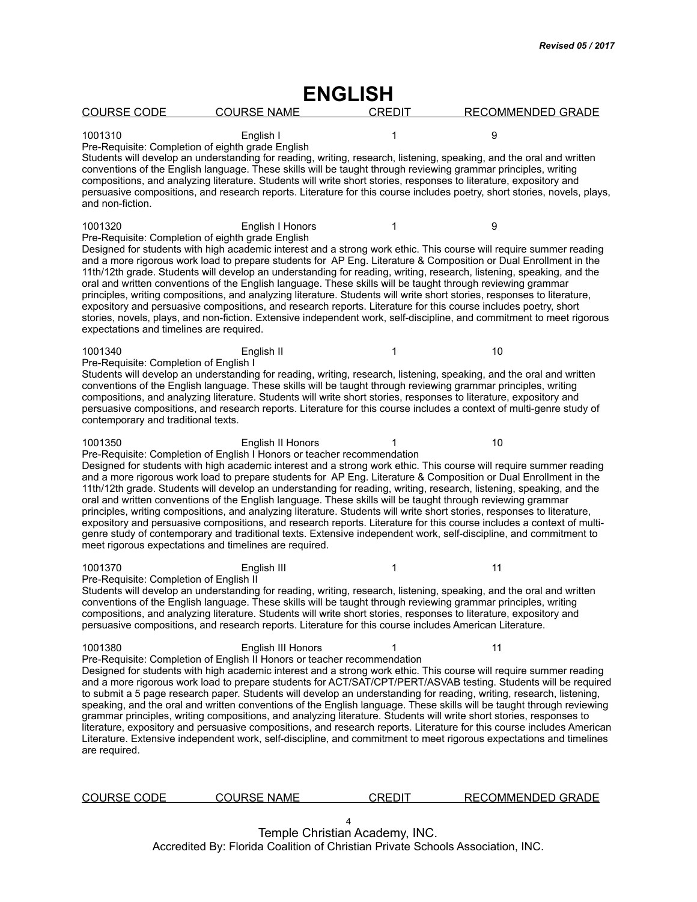# ENGLISH

| COURSE CODE | COURSE NAME | CREDIT | RECOMMENDED GRADE |
|---|---|---|---|
| 1001310 | English I | 1 | 9 |

Pre-Requisite: Completion of eighth grade English

Students will develop an understanding for reading, writing, research, listening, speaking, and the oral and written conventions of the English language. These skills will be taught through reviewing grammar principles, writing compositions, and analyzing literature. Students will write short stories, responses to literature, expository and persuasive compositions, and research reports. Literature for this course includes poetry, short stories, novels, plays, and non-fiction.

| COURSE CODE | COURSE NAME | CREDIT | RECOMMENDED GRADE |
|---|---|---|---|
| 1001320 | English I Honors | 1 | 9 |

Pre-Requisite: Completion of eighth grade English

Designed for students with high academic interest and a strong work ethic. This course will require summer reading and a more rigorous work load to prepare students for AP Eng. Literature & Composition or Dual Enrollment in the 11th/12th grade. Students will develop an understanding for reading, writing, research, listening, speaking, and the oral and written conventions of the English language. These skills will be taught through reviewing grammar principles, writing compositions, and analyzing literature. Students will write short stories, responses to literature, expository and persuasive compositions, and research reports. Literature for this course includes poetry, short stories, novels, plays, and non-fiction. Extensive independent work, self-discipline, and commitment to meet rigorous expectations and timelines are required.

| COURSE CODE | COURSE NAME | CREDIT | RECOMMENDED GRADE |
|---|---|---|---|
| 1001340 | English II | 1 | 10 |

Pre-Requisite: Completion of English I

Students will develop an understanding for reading, writing, research, listening, speaking, and the oral and written conventions of the English language. These skills will be taught through reviewing grammar principles, writing compositions, and analyzing literature. Students will write short stories, responses to literature, expository and persuasive compositions, and research reports. Literature for this course includes a context of multi-genre study of contemporary and traditional texts.

| COURSE CODE | COURSE NAME | CREDIT | RECOMMENDED GRADE |
|---|---|---|---|
| 1001350 | English II Honors | 1 | 10 |

Pre-Requisite: Completion of English I Honors or teacher recommendation

Designed for students with high academic interest and a strong work ethic. This course will require summer reading and a more rigorous work load to prepare students for AP Eng. Literature & Composition or Dual Enrollment in the 11th/12th grade. Students will develop an understanding for reading, writing, research, listening, speaking, and the oral and written conventions of the English language. These skills will be taught through reviewing grammar principles, writing compositions, and analyzing literature. Students will write short stories, responses to literature, expository and persuasive compositions, and research reports. Literature for this course includes a context of multi-genre study of contemporary and traditional texts. Extensive independent work, self-discipline, and commitment to meet rigorous expectations and timelines are required.

| COURSE CODE | COURSE NAME | CREDIT | RECOMMENDED GRADE |
|---|---|---|---|
| 1001370 | English III | 1 | 11 |

Pre-Requisite: Completion of English II

Students will develop an understanding for reading, writing, research, listening, speaking, and the oral and written conventions of the English language. These skills will be taught through reviewing grammar principles, writing compositions, and analyzing literature. Students will write short stories, responses to literature, expository and persuasive compositions, and research reports. Literature for this course includes American Literature.

| COURSE CODE | COURSE NAME | CREDIT | RECOMMENDED GRADE |
|---|---|---|---|
| 1001380 | English III Honors | 1 | 11 |

Pre-Requisite: Completion of English II Honors or teacher recommendation

Designed for students with high academic interest and a strong work ethic. This course will require summer reading and a more rigorous work load to prepare students for ACT/SAT/CPT/PERT/ASVAB testing. Students will be required to submit a 5 page research paper. Students will develop an understanding for reading, writing, research, listening, speaking, and the oral and written conventions of the English language. These skills will be taught through reviewing grammar principles, writing compositions, and analyzing literature. Students will write short stories, responses to literature, expository and persuasive compositions, and research reports. Literature for this course includes American Literature. Extensive independent work, self-discipline, and commitment to meet rigorous expectations and timelines are required.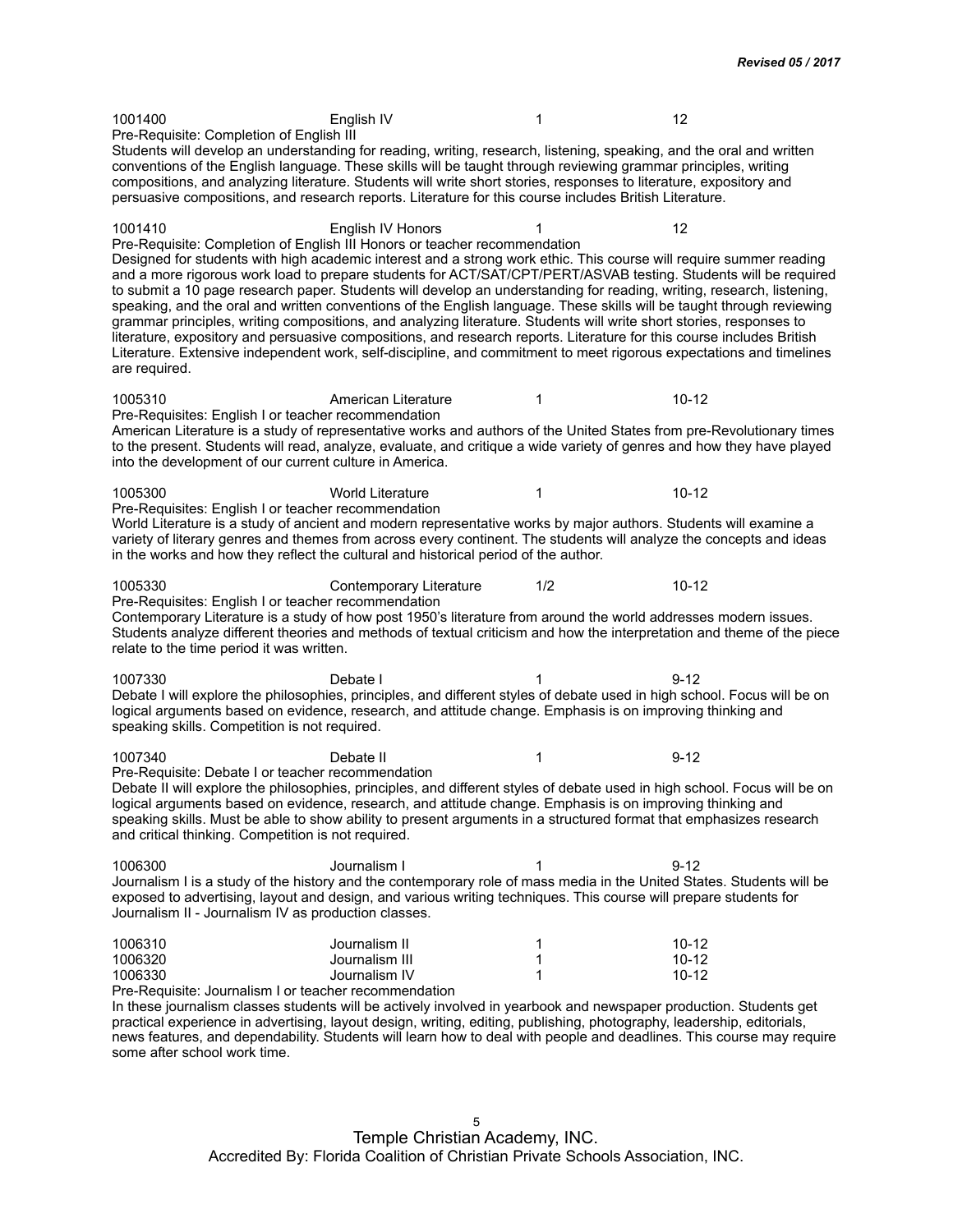| | | | |
|---|---|---|---|
| 1001400 | English IV | 1 | 12 |

Pre-Requisite: Completion of English III

Students will develop an understanding for reading, writing, research, listening, speaking, and the oral and written conventions of the English language. These skills will be taught through reviewing grammar principles, writing compositions, and analyzing literature. Students will write short stories, responses to literature, expository and persuasive compositions, and research reports. Literature for this course includes British Literature.

| | | | |
|---|---|---|---|
| 1001410 | English IV Honors | 1 | 12 |

Pre-Requisite: Completion of English III Honors or teacher recommendation

Designed for students with high academic interest and a strong work ethic. This course will require summer reading and a more rigorous work load to prepare students for ACT/SAT/CPT/PERT/ASVAB testing. Students will be required to submit a 10 page research paper. Students will develop an understanding for reading, writing, research, listening, speaking, and the oral and written conventions of the English language. These skills will be taught through reviewing grammar principles, writing compositions, and analyzing literature. Students will write short stories, responses to literature, expository and persuasive compositions, and research reports. Literature for this course includes British Literature. Extensive independent work, self-discipline, and commitment to meet rigorous expectations and timelines are required.

| | | | |
|---|---|---|---|
| 1005310 | American Literature | 1 | 10-12 |

Pre-Requisites: English I or teacher recommendation

American Literature is a study of representative works and authors of the United States from pre-Revolutionary times to the present. Students will read, analyze, evaluate, and critique a wide variety of genres and how they have played into the development of our current culture in America.

| | | | |
|---|---|---|---|
| 1005300 | World Literature | 1 | 10-12 |

Pre-Requisites: English I or teacher recommendation

World Literature is a study of ancient and modern representative works by major authors. Students will examine a variety of literary genres and themes from across every continent. The students will analyze the concepts and ideas in the works and how they reflect the cultural and historical period of the author.

| | | | |
|---|---|---|---|
| 1005330 | Contemporary Literature | 1/2 | 10-12 |

Pre-Requisites: English I or teacher recommendation

Contemporary Literature is a study of how post 1950's literature from around the world addresses modern issues. Students analyze different theories and methods of textual criticism and how the interpretation and theme of the piece relate to the time period it was written.

| | | | |
|---|---|---|---|
| 1007330 | Debate I | 1 | 9-12 |

Debate I will explore the philosophies, principles, and different styles of debate used in high school. Focus will be on logical arguments based on evidence, research, and attitude change. Emphasis is on improving thinking and speaking skills. Competition is not required.

| | | | |
|---|---|---|---|
| 1007340 | Debate II | 1 | 9-12 |

Pre-Requisite: Debate I or teacher recommendation

Debate II will explore the philosophies, principles, and different styles of debate used in high school. Focus will be on logical arguments based on evidence, research, and attitude change. Emphasis is on improving thinking and speaking skills. Must be able to show ability to present arguments in a structured format that emphasizes research and critical thinking. Competition is not required.

| | | | |
|---|---|---|---|
| 1006300 | Journalism I | 1 | 9-12 |

Journalism I is a study of the history and the contemporary role of mass media in the United States. Students will be exposed to advertising, layout and design, and various writing techniques. This course will prepare students for Journalism II - Journalism IV as production classes.

| | | | |
|---|---|---|---|
| 1006310 | Journalism II | 1 | 10-12 |
| 1006320 | Journalism III | 1 | 10-12 |
| 1006330 | Journalism IV | 1 | 10-12 |

Pre-Requisite: Journalism I or teacher recommendation

In these journalism classes students will be actively involved in yearbook and newspaper production. Students get practical experience in advertising, layout design, writing, editing, publishing, photography, leadership, editorials, news features, and dependability. Students will learn how to deal with people and deadlines. This course may require some after school work time.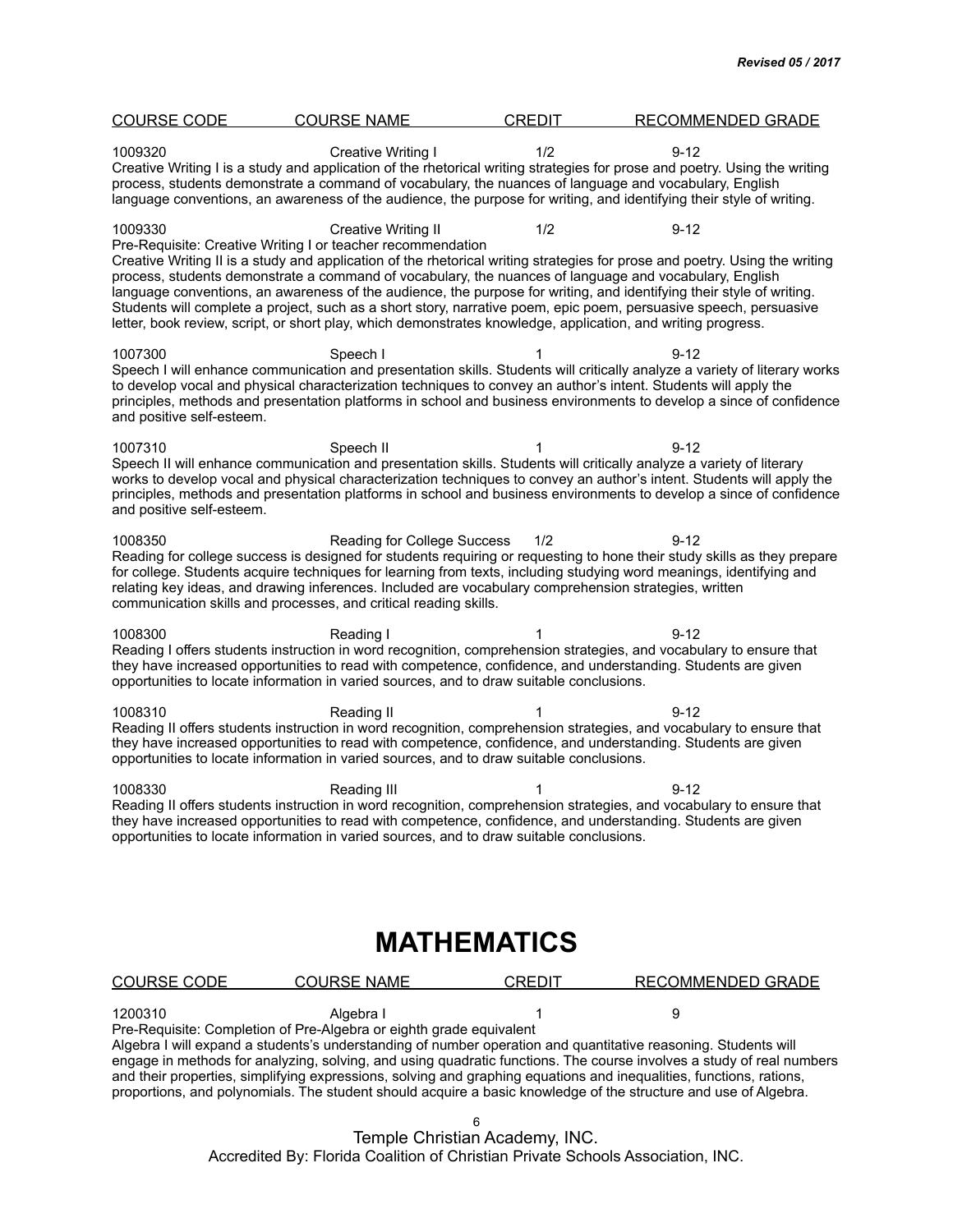| COURSE CODE | COURSE NAME | CREDIT | RECOMMENDED GRADE |
|---|---|---|---|

1009320 Creative Writing I 1/2 9-12
Creative Writing I is a study and application of the rhetorical writing strategies for prose and poetry. Using the writing process, students demonstrate a command of vocabulary, the nuances of language and vocabulary, English language conventions, an awareness of the audience, the purpose for writing, and identifying their style of writing.

1009330 Creative Writing II 1/2 9-12
Pre-Requisite: Creative Writing I or teacher recommendation
Creative Writing II is a study and application of the rhetorical writing strategies for prose and poetry. Using the writing process, students demonstrate a command of vocabulary, the nuances of language and vocabulary, English language conventions, an awareness of the audience, the purpose for writing, and identifying their style of writing. Students will complete a project, such as a short story, narrative poem, epic poem, persuasive speech, persuasive letter, book review, script, or short play, which demonstrates knowledge, application, and writing progress.

1007300 Speech I 1 9-12
Speech I will enhance communication and presentation skills. Students will critically analyze a variety of literary works to develop vocal and physical characterization techniques to convey an author's intent. Students will apply the principles, methods and presentation platforms in school and business environments to develop a since of confidence and positive self-esteem.

1007310 Speech II 1 9-12
Speech II will enhance communication and presentation skills. Students will critically analyze a variety of literary works to develop vocal and physical characterization techniques to convey an author's intent. Students will apply the principles, methods and presentation platforms in school and business environments to develop a since of confidence and positive self-esteem.

1008350 Reading for College Success 1/2 9-12
Reading for college success is designed for students requiring or requesting to hone their study skills as they prepare for college. Students acquire techniques for learning from texts, including studying word meanings, identifying and relating key ideas, and drawing inferences. Included are vocabulary comprehension strategies, written communication skills and processes, and critical reading skills.

1008300 Reading I 1 9-12
Reading I offers students instruction in word recognition, comprehension strategies, and vocabulary to ensure that they have increased opportunities to read with competence, confidence, and understanding. Students are given opportunities to locate information in varied sources, and to draw suitable conclusions.

1008310 Reading II 1 9-12
Reading II offers students instruction in word recognition, comprehension strategies, and vocabulary to ensure that they have increased opportunities to read with competence, confidence, and understanding. Students are given opportunities to locate information in varied sources, and to draw suitable conclusions.

1008330 Reading III 1 9-12
Reading II offers students instruction in word recognition, comprehension strategies, and vocabulary to ensure that they have increased opportunities to read with competence, confidence, and understanding. Students are given opportunities to locate information in varied sources, and to draw suitable conclusions.

# MATHEMATICS

| COURSE CODE | COURSE NAME | CREDIT | RECOMMENDED GRADE |
|---|---|---|---|

1200310 Algebra I 1 9
Pre-Requisite: Completion of Pre-Algebra or eighth grade equivalent
Algebra I will expand a students's understanding of number operation and quantitative reasoning. Students will engage in methods for analyzing, solving, and using quadratic functions. The course involves a study of real numbers and their properties, simplifying expressions, solving and graphing equations and inequalities, functions, rations, proportions, and polynomials. The student should acquire a basic knowledge of the structure and use of Algebra.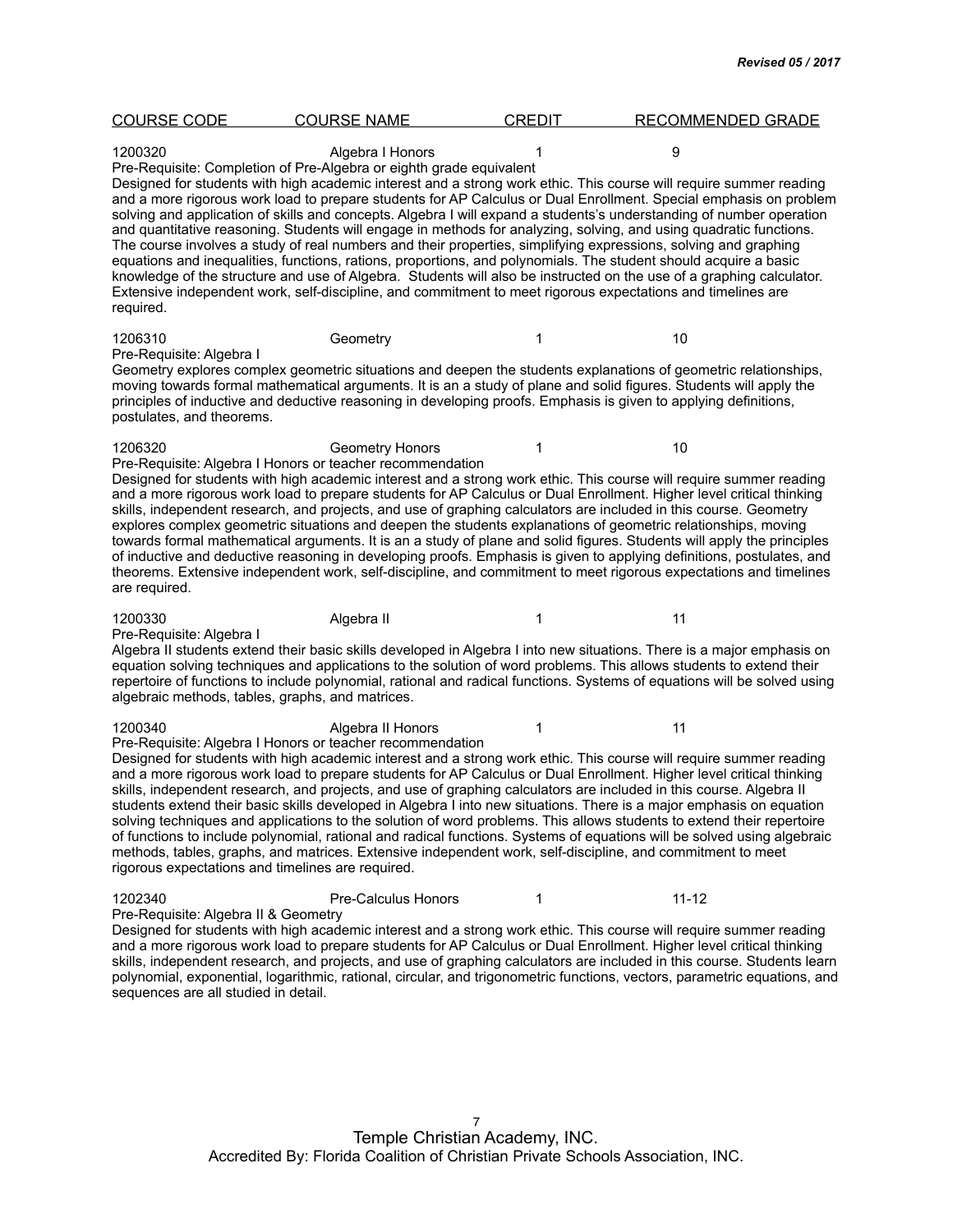| COURSE CODE | COURSE NAME | CREDIT | RECOMMENDED GRADE |
|---|---|---|---|
| 1200320 | Algebra I Honors | 1 | 9 |

Pre-Requisite: Completion of Pre-Algebra or eighth grade equivalent
Designed for students with high academic interest and a strong work ethic. This course will require summer reading and a more rigorous work load to prepare students for AP Calculus or Dual Enrollment. Special emphasis on problem solving and application of skills and concepts. Algebra I will expand a students's understanding of number operation and quantitative reasoning. Students will engage in methods for analyzing, solving, and using quadratic functions. The course involves a study of real numbers and their properties, simplifying expressions, solving and graphing equations and inequalities, functions, rations, proportions, and polynomials. The student should acquire a basic knowledge of the structure and use of Algebra. Students will also be instructed on the use of a graphing calculator. Extensive independent work, self-discipline, and commitment to meet rigorous expectations and timelines are required.

| | | | |
|---|---|---|---|
| 1206310 | Geometry | 1 | 10 |

Pre-Requisite: Algebra I
Geometry explores complex geometric situations and deepen the students explanations of geometric relationships, moving towards formal mathematical arguments. It is an a study of plane and solid figures. Students will apply the principles of inductive and deductive reasoning in developing proofs. Emphasis is given to applying definitions, postulates, and theorems.

| | | | |
|---|---|---|---|
| 1206320 | Geometry Honors | 1 | 10 |

Pre-Requisite: Algebra I Honors or teacher recommendation
Designed for students with high academic interest and a strong work ethic. This course will require summer reading and a more rigorous work load to prepare students for AP Calculus or Dual Enrollment. Higher level critical thinking skills, independent research, and projects, and use of graphing calculators are included in this course. Geometry explores complex geometric situations and deepen the students explanations of geometric relationships, moving towards formal mathematical arguments. It is an a study of plane and solid figures. Students will apply the principles of inductive and deductive reasoning in developing proofs. Emphasis is given to applying definitions, postulates, and theorems. Extensive independent work, self-discipline, and commitment to meet rigorous expectations and timelines are required.

| | | | |
|---|---|---|---|
| 1200330 | Algebra II | 1 | 11 |

Pre-Requisite: Algebra I
Algebra II students extend their basic skills developed in Algebra I into new situations. There is a major emphasis on equation solving techniques and applications to the solution of word problems. This allows students to extend their repertoire of functions to include polynomial, rational and radical functions. Systems of equations will be solved using algebraic methods, tables, graphs, and matrices.

| | | | |
|---|---|---|---|
| 1200340 | Algebra II Honors | 1 | 11 |

Pre-Requisite: Algebra I Honors or teacher recommendation
Designed for students with high academic interest and a strong work ethic. This course will require summer reading and a more rigorous work load to prepare students for AP Calculus or Dual Enrollment. Higher level critical thinking skills, independent research, and projects, and use of graphing calculators are included in this course. Algebra II students extend their basic skills developed in Algebra I into new situations. There is a major emphasis on equation solving techniques and applications to the solution of word problems. This allows students to extend their repertoire of functions to include polynomial, rational and radical functions. Systems of equations will be solved using algebraic methods, tables, graphs, and matrices. Extensive independent work, self-discipline, and commitment to meet rigorous expectations and timelines are required.

| | | | |
|---|---|---|---|
| 1202340 | Pre-Calculus Honors | 1 | 11-12 |

Pre-Requisite: Algebra II & Geometry
Designed for students with high academic interest and a strong work ethic. This course will require summer reading and a more rigorous work load to prepare students for AP Calculus or Dual Enrollment. Higher level critical thinking skills, independent research, and projects, and use of graphing calculators are included in this course. Students learn polynomial, exponential, logarithmic, rational, circular, and trigonometric functions, vectors, parametric equations, and sequences are all studied in detail.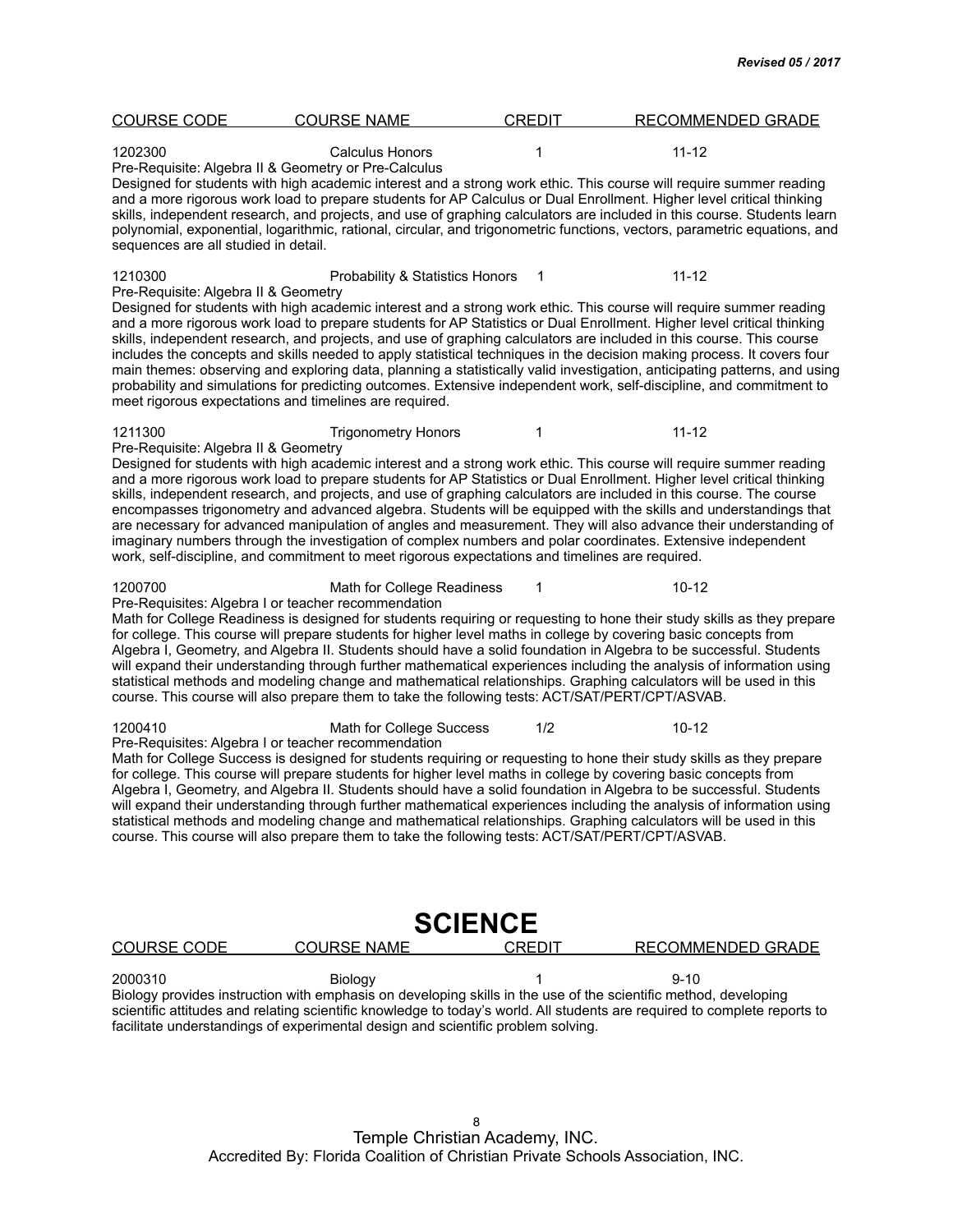| COURSE CODE | COURSE NAME | CREDIT | RECOMMENDED GRADE |
|---|---|---|---|

1202300 Calculus Honors 1 11-12

Pre-Requisite: Algebra II & Geometry or Pre-Calculus

Designed for students with high academic interest and a strong work ethic. This course will require summer reading and a more rigorous work load to prepare students for AP Calculus or Dual Enrollment. Higher level critical thinking skills, independent research, and projects, and use of graphing calculators are included in this course. Students learn polynomial, exponential, logarithmic, rational, circular, and trigonometric functions, vectors, parametric equations, and sequences are all studied in detail.

1210300 Probability & Statistics Honors 1 11-12

Pre-Requisite: Algebra II & Geometry

Designed for students with high academic interest and a strong work ethic. This course will require summer reading and a more rigorous work load to prepare students for AP Statistics or Dual Enrollment. Higher level critical thinking skills, independent research, and projects, and use of graphing calculators are included in this course. This course includes the concepts and skills needed to apply statistical techniques in the decision making process. It covers four main themes: observing and exploring data, planning a statistically valid investigation, anticipating patterns, and using probability and simulations for predicting outcomes. Extensive independent work, self-discipline, and commitment to meet rigorous expectations and timelines are required.

1211300 Trigonometry Honors 1 11-12

Pre-Requisite: Algebra II & Geometry

Designed for students with high academic interest and a strong work ethic. This course will require summer reading and a more rigorous work load to prepare students for AP Statistics or Dual Enrollment. Higher level critical thinking skills, independent research, and projects, and use of graphing calculators are included in this course. The course encompasses trigonometry and advanced algebra. Students will be equipped with the skills and understandings that are necessary for advanced manipulation of angles and measurement. They will also advance their understanding of imaginary numbers through the investigation of complex numbers and polar coordinates. Extensive independent work, self-discipline, and commitment to meet rigorous expectations and timelines are required.

1200700 Math for College Readiness 1 10-12

Pre-Requisites: Algebra I or teacher recommendation

Math for College Readiness is designed for students requiring or requesting to hone their study skills as they prepare for college. This course will prepare students for higher level maths in college by covering basic concepts from Algebra I, Geometry, and Algebra II. Students should have a solid foundation in Algebra to be successful. Students will expand their understanding through further mathematical experiences including the analysis of information using statistical methods and modeling change and mathematical relationships. Graphing calculators will be used in this course. This course will also prepare them to take the following tests: ACT/SAT/PERT/CPT/ASVAB.

1200410 Math for College Success 1/2 10-12

Pre-Requisites: Algebra I or teacher recommendation

Math for College Success is designed for students requiring or requesting to hone their study skills as they prepare for college. This course will prepare students for higher level maths in college by covering basic concepts from Algebra I, Geometry, and Algebra II. Students should have a solid foundation in Algebra to be successful. Students will expand their understanding through further mathematical experiences including the analysis of information using statistical methods and modeling change and mathematical relationships. Graphing calculators will be used in this course. This course will also prepare them to take the following tests: ACT/SAT/PERT/CPT/ASVAB.

# SCIENCE

| COURSE CODE | COURSE NAME | CREDIT | RECOMMENDED GRADE |
|---|---|---|---|

2000310 Biology 1 9-10

Biology provides instruction with emphasis on developing skills in the use of the scientific method, developing scientific attitudes and relating scientific knowledge to today's world. All students are required to complete reports to facilitate understandings of experimental design and scientific problem solving.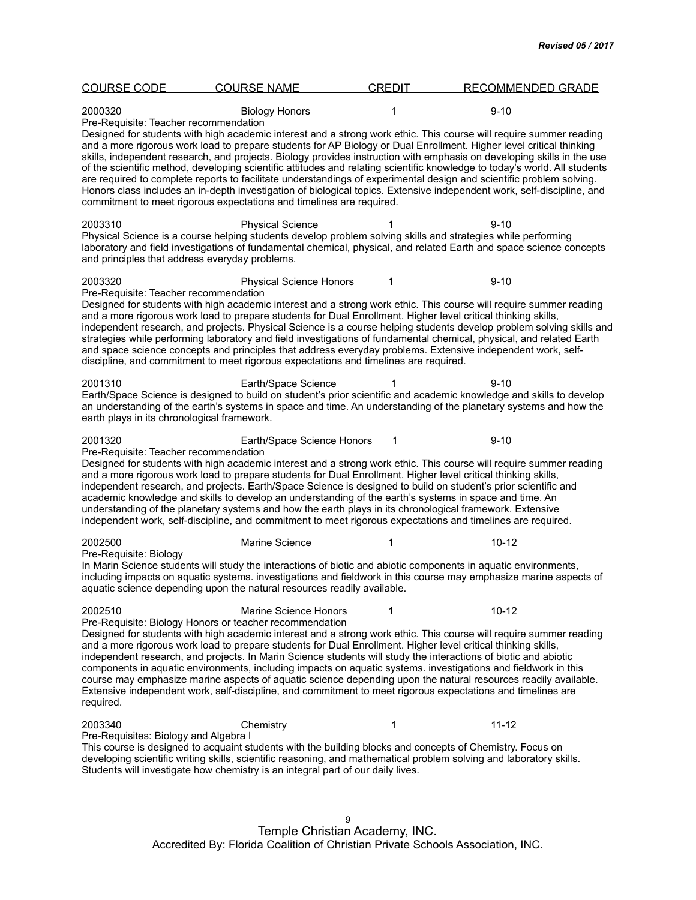*Revised 05 / 2017*

| COURSE CODE | COURSE NAME | CREDIT | RECOMMENDED GRADE |
|---|---|---|---|

2000320 Biology Honors 1 9-10

Pre-Requisite: Teacher recommendation

Designed for students with high academic interest and a strong work ethic. This course will require summer reading and a more rigorous work load to prepare students for AP Biology or Dual Enrollment. Higher level critical thinking skills, independent research, and projects. Biology provides instruction with emphasis on developing skills in the use of the scientific method, developing scientific attitudes and relating scientific knowledge to today's world. All students are required to complete reports to facilitate understandings of experimental design and scientific problem solving. Honors class includes an in-depth investigation of biological topics. Extensive independent work, self-discipline, and commitment to meet rigorous expectations and timelines are required.

2003310 Physical Science 1 9-10

Physical Science is a course helping students develop problem solving skills and strategies while performing laboratory and field investigations of fundamental chemical, physical, and related Earth and space science concepts and principles that address everyday problems.

2003320 Physical Science Honors 1 9-10

Pre-Requisite: Teacher recommendation

Designed for students with high academic interest and a strong work ethic. This course will require summer reading and a more rigorous work load to prepare students for Dual Enrollment. Higher level critical thinking skills, independent research, and projects. Physical Science is a course helping students develop problem solving skills and strategies while performing laboratory and field investigations of fundamental chemical, physical, and related Earth and space science concepts and principles that address everyday problems. Extensive independent work, self-discipline, and commitment to meet rigorous expectations and timelines are required.

2001310 Earth/Space Science 1 9-10

Earth/Space Science is designed to build on student's prior scientific and academic knowledge and skills to develop an understanding of the earth's systems in space and time. An understanding of the planetary systems and how the earth plays in its chronological framework.

2001320 Earth/Space Science Honors 1 9-10

Pre-Requisite: Teacher recommendation

Designed for students with high academic interest and a strong work ethic. This course will require summer reading and a more rigorous work load to prepare students for Dual Enrollment. Higher level critical thinking skills, independent research, and projects. Earth/Space Science is designed to build on student's prior scientific and academic knowledge and skills to develop an understanding of the earth's systems in space and time. An understanding of the planetary systems and how the earth plays in its chronological framework. Extensive independent work, self-discipline, and commitment to meet rigorous expectations and timelines are required.

2002500 Marine Science 1 10-12

Pre-Requisite: Biology

In Marin Science students will study the interactions of biotic and abiotic components in aquatic environments, including impacts on aquatic systems. investigations and fieldwork in this course may emphasize marine aspects of aquatic science depending upon the natural resources readily available.

2002510 Marine Science Honors 1 10-12

Pre-Requisite: Biology Honors or teacher recommendation

Designed for students with high academic interest and a strong work ethic. This course will require summer reading and a more rigorous work load to prepare students for Dual Enrollment. Higher level critical thinking skills, independent research, and projects. In Marin Science students will study the interactions of biotic and abiotic components in aquatic environments, including impacts on aquatic systems. investigations and fieldwork in this course may emphasize marine aspects of aquatic science depending upon the natural resources readily available. Extensive independent work, self-discipline, and commitment to meet rigorous expectations and timelines are required.

2003340 Chemistry 1 11-12

Pre-Requisites: Biology and Algebra I

This course is designed to acquaint students with the building blocks and concepts of Chemistry. Focus on developing scientific writing skills, scientific reasoning, and mathematical problem solving and laboratory skills. Students will investigate how chemistry is an integral part of our daily lives.

Temple Christian Academy, INC.
Accredited By: Florida Coalition of Christian Private Schools Association, INC.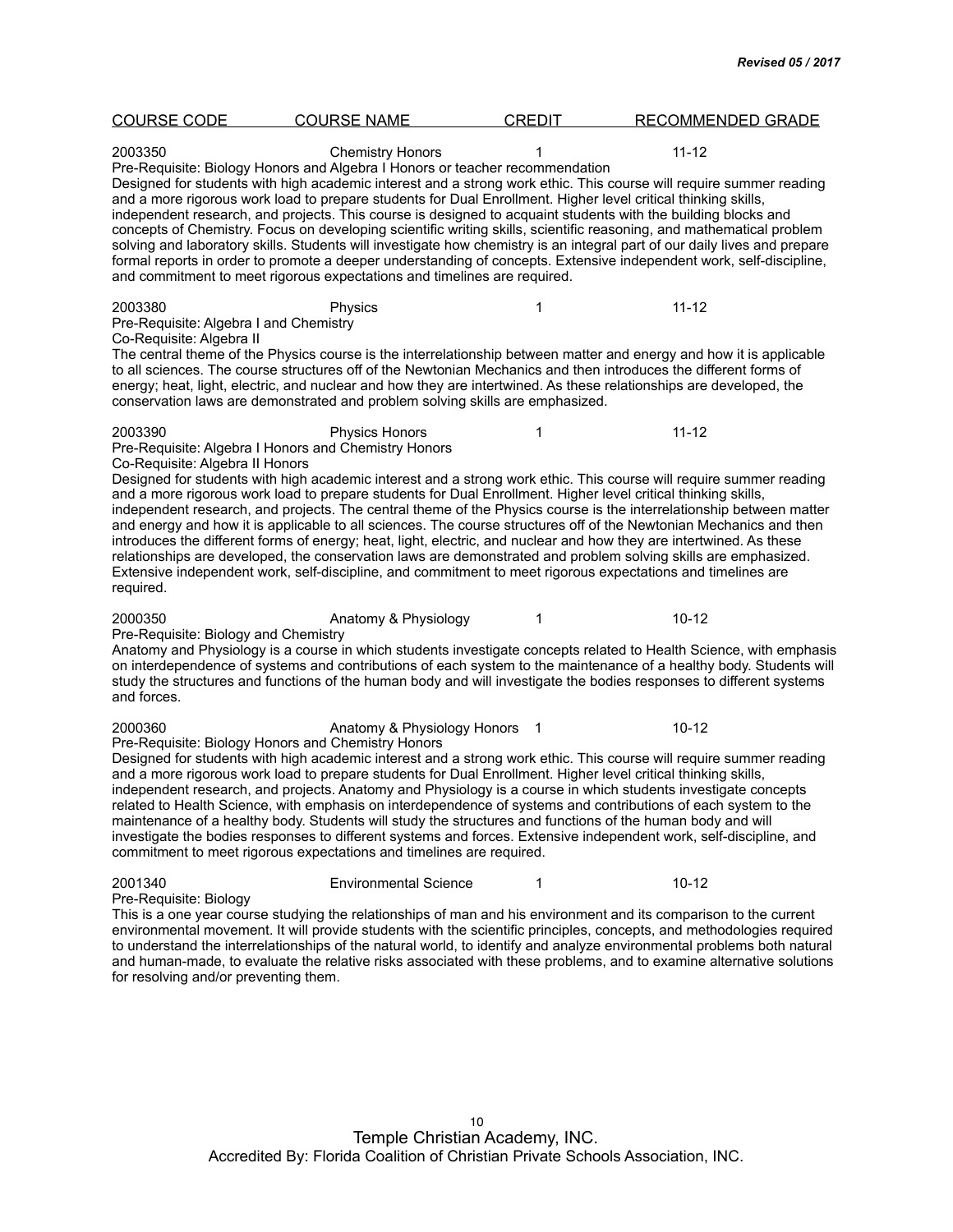| COURSE CODE | COURSE NAME | CREDIT | RECOMMENDED GRADE |
|---|---|---|---|
| 2003350 | Chemistry Honors | 1 | 11-12 |

Pre-Requisite: Biology Honors and Algebra I Honors or teacher recommendation

Designed for students with high academic interest and a strong work ethic. This course will require summer reading and a more rigorous work load to prepare students for Dual Enrollment. Higher level critical thinking skills, independent research, and projects. This course is designed to acquaint students with the building blocks and concepts of Chemistry. Focus on developing scientific writing skills, scientific reasoning, and mathematical problem solving and laboratory skills. Students will investigate how chemistry is an integral part of our daily lives and prepare formal reports in order to promote a deeper understanding of concepts. Extensive independent work, self-discipline, and commitment to meet rigorous expectations and timelines are required.

| | | | |
|---|---|---|---|
| 2003380 | Physics | 1 | 11-12 |

Pre-Requisite: Algebra I and Chemistry
Co-Requisite: Algebra II

The central theme of the Physics course is the interrelationship between matter and energy and how it is applicable to all sciences. The course structures off of the Newtonian Mechanics and then introduces the different forms of energy; heat, light, electric, and nuclear and how they are intertwined. As these relationships are developed, the conservation laws are demonstrated and problem solving skills are emphasized.

| | | | |
|---|---|---|---|
| 2003390 | Physics Honors | 1 | 11-12 |

Pre-Requisite: Algebra I Honors and Chemistry Honors
Co-Requisite: Algebra II Honors

Designed for students with high academic interest and a strong work ethic. This course will require summer reading and a more rigorous work load to prepare students for Dual Enrollment. Higher level critical thinking skills, independent research, and projects. The central theme of the Physics course is the interrelationship between matter and energy and how it is applicable to all sciences. The course structures off of the Newtonian Mechanics and then introduces the different forms of energy; heat, light, electric, and nuclear and how they are intertwined. As these relationships are developed, the conservation laws are demonstrated and problem solving skills are emphasized. Extensive independent work, self-discipline, and commitment to meet rigorous expectations and timelines are required.

| | | | |
|---|---|---|---|
| 2000350 | Anatomy & Physiology | 1 | 10-12 |

Pre-Requisite: Biology and Chemistry

Anatomy and Physiology is a course in which students investigate concepts related to Health Science, with emphasis on interdependence of systems and contributions of each system to the maintenance of a healthy body. Students will study the structures and functions of the human body and will investigate the bodies responses to different systems and forces.

| | | | |
|---|---|---|---|
| 2000360 | Anatomy & Physiology Honors | 1 | 10-12 |

Pre-Requisite: Biology Honors and Chemistry Honors

Designed for students with high academic interest and a strong work ethic. This course will require summer reading and a more rigorous work load to prepare students for Dual Enrollment. Higher level critical thinking skills, independent research, and projects. Anatomy and Physiology is a course in which students investigate concepts related to Health Science, with emphasis on interdependence of systems and contributions of each system to the maintenance of a healthy body. Students will study the structures and functions of the human body and will investigate the bodies responses to different systems and forces. Extensive independent work, self-discipline, and commitment to meet rigorous expectations and timelines are required.

| | | | |
|---|---|---|---|
| 2001340 | Environmental Science | 1 | 10-12 |

Pre-Requisite: Biology

This is a one year course studying the relationships of man and his environment and its comparison to the current environmental movement. It will provide students with the scientific principles, concepts, and methodologies required to understand the interrelationships of the natural world, to identify and analyze environmental problems both natural and human-made, to evaluate the relative risks associated with these problems, and to examine alternative solutions for resolving and/or preventing them.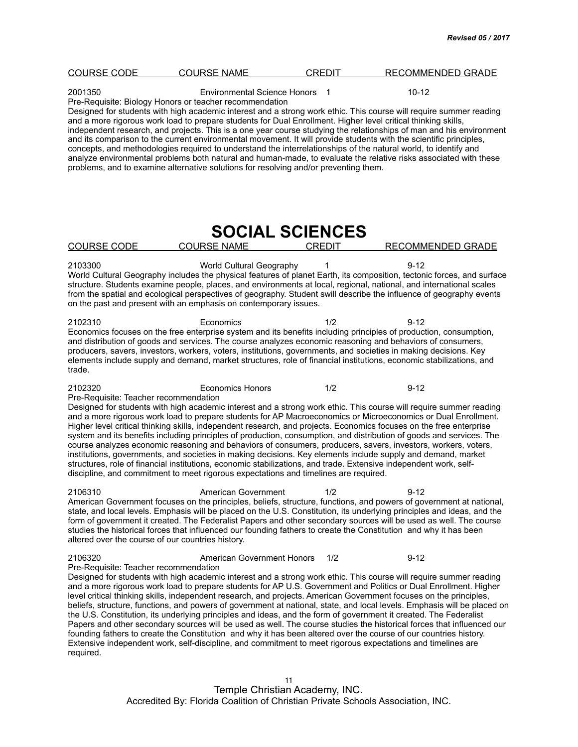| COURSE CODE | COURSE NAME | CREDIT | RECOMMENDED GRADE |
|---|---|---|---|
| 2001350 | Environmental Science Honors | 1 | 10-12 |

Pre-Requisite: Biology Honors or teacher recommendation

Designed for students with high academic interest and a strong work ethic. This course will require summer reading and a more rigorous work load to prepare students for Dual Enrollment. Higher level critical thinking skills, independent research, and projects. This is a one year course studying the relationships of man and his environment and its comparison to the current environmental movement. It will provide students with the scientific principles, concepts, and methodologies required to understand the interrelationships of the natural world, to identify and analyze environmental problems both natural and human-made, to evaluate the relative risks associated with these problems, and to examine alternative solutions for resolving and/or preventing them.

# SOCIAL SCIENCES

| COURSE CODE | COURSE NAME | CREDIT | RECOMMENDED GRADE |
|---|---|---|---|
| 2103300 | World Cultural Geography | 1 | 9-12 |

World Cultural Geography includes the physical features of planet Earth, its composition, tectonic forces, and surface structure. Students examine people, places, and environments at local, regional, national, and international scales from the spatial and ecological perspectives of geography. Student swill describe the influence of geography events on the past and present with an emphasis on contemporary issues.

| COURSE CODE | COURSE NAME | CREDIT | RECOMMENDED GRADE |
|---|---|---|---|
| 2102310 | Economics | 1/2 | 9-12 |

Economics focuses on the free enterprise system and its benefits including principles of production, consumption, and distribution of goods and services. The course analyzes economic reasoning and behaviors of consumers, producers, savers, investors, workers, voters, institutions, governments, and societies in making decisions. Key elements include supply and demand, market structures, role of financial institutions, economic stabilizations, and trade.

| COURSE CODE | COURSE NAME | CREDIT | RECOMMENDED GRADE |
|---|---|---|---|
| 2102320 | Economics Honors | 1/2 | 9-12 |

Pre-Requisite: Teacher recommendation

Designed for students with high academic interest and a strong work ethic. This course will require summer reading and a more rigorous work load to prepare students for AP Macroeconomics or Microeconomics or Dual Enrollment. Higher level critical thinking skills, independent research, and projects. Economics focuses on the free enterprise system and its benefits including principles of production, consumption, and distribution of goods and services. The course analyzes economic reasoning and behaviors of consumers, producers, savers, investors, workers, voters, institutions, governments, and societies in making decisions. Key elements include supply and demand, market structures, role of financial institutions, economic stabilizations, and trade. Extensive independent work, self-discipline, and commitment to meet rigorous expectations and timelines are required.

| COURSE CODE | COURSE NAME | CREDIT | RECOMMENDED GRADE |
|---|---|---|---|
| 2106310 | American Government | 1/2 | 9-12 |

American Government focuses on the principles, beliefs, structure, functions, and powers of government at national, state, and local levels. Emphasis will be placed on the U.S. Constitution, its underlying principles and ideas, and the form of government it created. The Federalist Papers and other secondary sources will be used as well. The course studies the historical forces that influenced our founding fathers to create the Constitution and why it has been altered over the course of our countries history.

| COURSE CODE | COURSE NAME | CREDIT | RECOMMENDED GRADE |
|---|---|---|---|
| 2106320 | American Government Honors | 1/2 | 9-12 |

Pre-Requisite: Teacher recommendation

Designed for students with high academic interest and a strong work ethic. This course will require summer reading and a more rigorous work load to prepare students for AP U.S. Government and Politics or Dual Enrollment. Higher level critical thinking skills, independent research, and projects. American Government focuses on the principles, beliefs, structure, functions, and powers of government at national, state, and local levels. Emphasis will be placed on the U.S. Constitution, its underlying principles and ideas, and the form of government it created. The Federalist Papers and other secondary sources will be used as well. The course studies the historical forces that influenced our founding fathers to create the Constitution and why it has been altered over the course of our countries history. Extensive independent work, self-discipline, and commitment to meet rigorous expectations and timelines are required.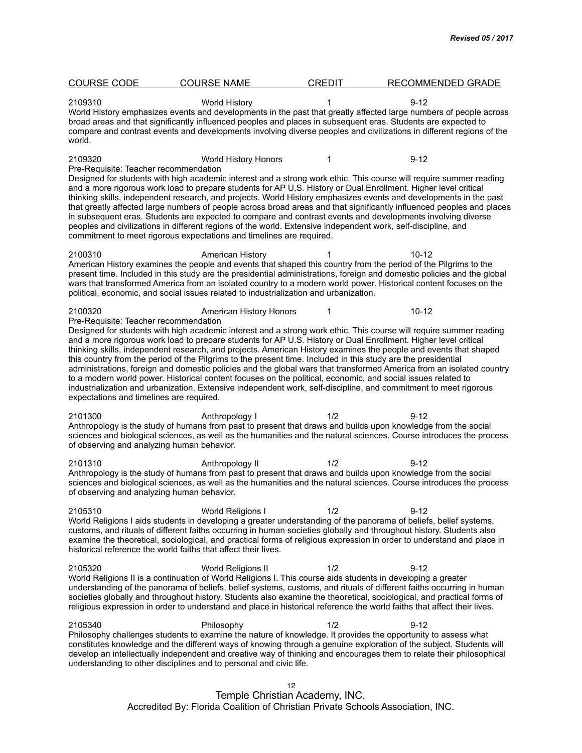| COURSE CODE | COURSE NAME | CREDIT | RECOMMENDED GRADE |
|---|---|---|---|

2109310 World History 1 9-12

World History emphasizes events and developments in the past that greatly affected large numbers of people across broad areas and that significantly influenced peoples and places in subsequent eras. Students are expected to compare and contrast events and developments involving diverse peoples and civilizations in different regions of the world.

2109320 World History Honors 1 9-12

Pre-Requisite: Teacher recommendation

Designed for students with high academic interest and a strong work ethic. This course will require summer reading and a more rigorous work load to prepare students for AP U.S. History or Dual Enrollment. Higher level critical thinking skills, independent research, and projects. World History emphasizes events and developments in the past that greatly affected large numbers of people across broad areas and that significantly influenced peoples and places in subsequent eras. Students are expected to compare and contrast events and developments involving diverse peoples and civilizations in different regions of the world. Extensive independent work, self-discipline, and commitment to meet rigorous expectations and timelines are required.

2100310 American History 1 10-12

American History examines the people and events that shaped this country from the period of the Pilgrims to the present time. Included in this study are the presidential administrations, foreign and domestic policies and the global wars that transformed America from an isolated country to a modern world power. Historical content focuses on the political, economic, and social issues related to industrialization and urbanization.

2100320 American History Honors 1 10-12

Pre-Requisite: Teacher recommendation

Designed for students with high academic interest and a strong work ethic. This course will require summer reading and a more rigorous work load to prepare students for AP U.S. History or Dual Enrollment. Higher level critical thinking skills, independent research, and projects. American History examines the people and events that shaped this country from the period of the Pilgrims to the present time. Included in this study are the presidential administrations, foreign and domestic policies and the global wars that transformed America from an isolated country to a modern world power. Historical content focuses on the political, economic, and social issues related to industrialization and urbanization. Extensive independent work, self-discipline, and commitment to meet rigorous expectations and timelines are required.

2101300 Anthropology I 1/2 9-12

Anthropology is the study of humans from past to present that draws and builds upon knowledge from the social sciences and biological sciences, as well as the humanities and the natural sciences. Course introduces the process of observing and analyzing human behavior.

2101310 Anthropology II 1/2 9-12

Anthropology is the study of humans from past to present that draws and builds upon knowledge from the social sciences and biological sciences, as well as the humanities and the natural sciences. Course introduces the process of observing and analyzing human behavior.

2105310 World Religions I 1/2 9-12

World Religions I aids students in developing a greater understanding of the panorama of beliefs, belief systems, customs, and rituals of different faiths occurring in human societies globally and throughout history. Students also examine the theoretical, sociological, and practical forms of religious expression in order to understand and place in historical reference the world faiths that affect their lives.

2105320 World Religions II 1/2 9-12

World Religions II is a continuation of World Religions I. This course aids students in developing a greater understanding of the panorama of beliefs, belief systems, customs, and rituals of different faiths occurring in human societies globally and throughout history. Students also examine the theoretical, sociological, and practical forms of religious expression in order to understand and place in historical reference the world faiths that affect their lives.

2105340 Philosophy 1/2 9-12

Philosophy challenges students to examine the nature of knowledge. It provides the opportunity to assess what constitutes knowledge and the different ways of knowing through a genuine exploration of the subject. Students will develop an intellectually independent and creative way of thinking and encourages them to relate their philosophical understanding to other disciplines and to personal and civic life.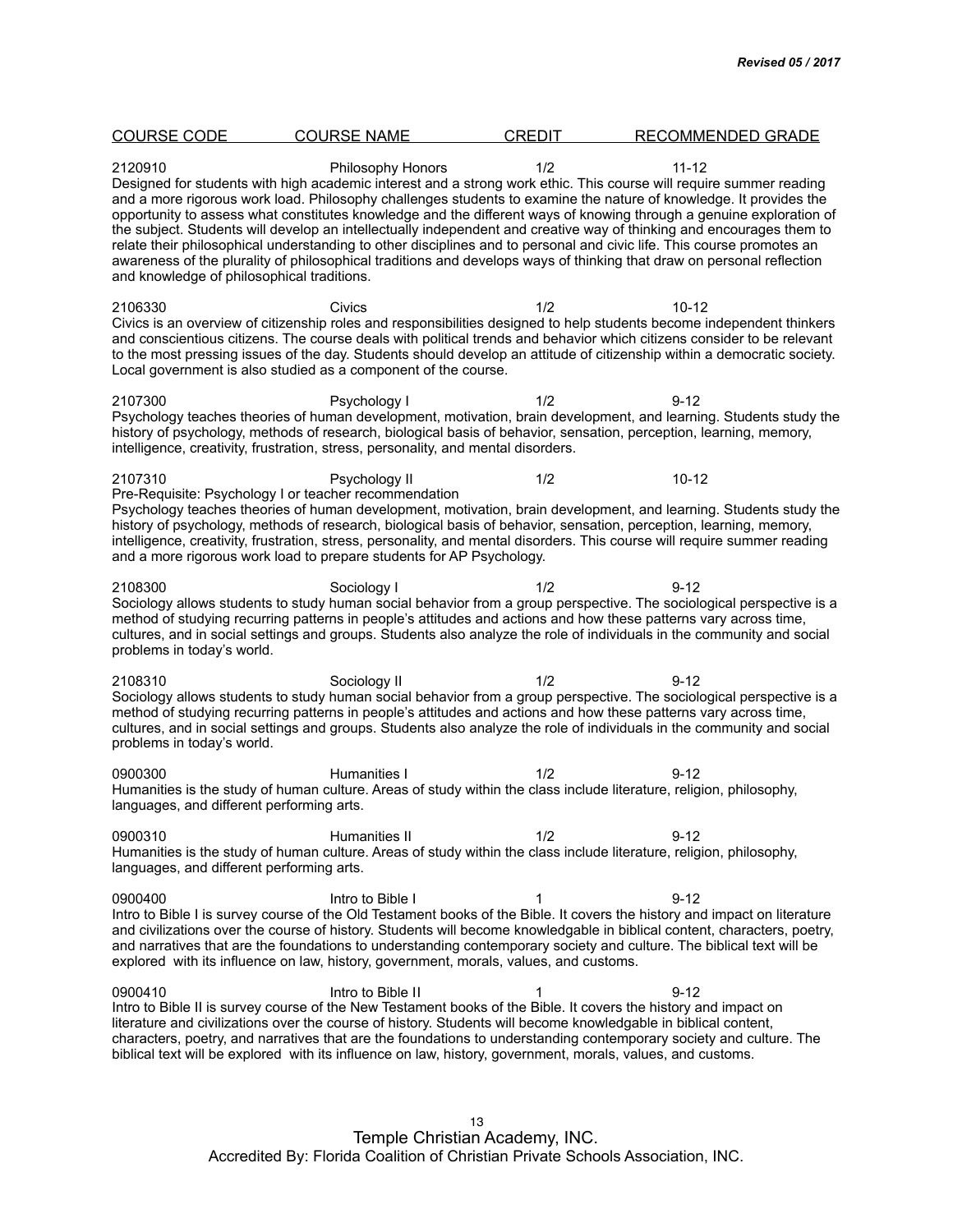| COURSE CODE | COURSE NAME | CREDIT | RECOMMENDED GRADE |
|---|---|---|---|
| 2120910 | Philosophy Honors | 1/2 | 11-12 |

Designed for students with high academic interest and a strong work ethic. This course will require summer reading and a more rigorous work load. Philosophy challenges students to examine the nature of knowledge. It provides the opportunity to assess what constitutes knowledge and the different ways of knowing through a genuine exploration of the subject. Students will develop an intellectually independent and creative way of thinking and encourages them to relate their philosophical understanding to other disciplines and to personal and civic life. This course promotes an awareness of the plurality of philosophical traditions and develops ways of thinking that draw on personal reflection and knowledge of philosophical traditions.

| | | | |
|---|---|---|---|
| 2106330 | Civics | 1/2 | 10-12 |

Civics is an overview of citizenship roles and responsibilities designed to help students become independent thinkers and conscientious citizens. The course deals with political trends and behavior which citizens consider to be relevant to the most pressing issues of the day. Students should develop an attitude of citizenship within a democratic society. Local government is also studied as a component of the course.

| | | | |
|---|---|---|---|
| 2107300 | Psychology I | 1/2 | 9-12 |

Psychology teaches theories of human development, motivation, brain development, and learning. Students study the history of psychology, methods of research, biological basis of behavior, sensation, perception, learning, memory, intelligence, creativity, frustration, stress, personality, and mental disorders.

| | | | |
|---|---|---|---|
| 2107310 | Psychology II | 1/2 | 10-12 |

Pre-Requisite: Psychology I or teacher recommendation

Psychology teaches theories of human development, motivation, brain development, and learning. Students study the history of psychology, methods of research, biological basis of behavior, sensation, perception, learning, memory, intelligence, creativity, frustration, stress, personality, and mental disorders. This course will require summer reading and a more rigorous work load to prepare students for AP Psychology.

| | | | |
|---|---|---|---|
| 2108300 | Sociology I | 1/2 | 9-12 |

Sociology allows students to study human social behavior from a group perspective. The sociological perspective is a method of studying recurring patterns in people's attitudes and actions and how these patterns vary across time, cultures, and in social settings and groups. Students also analyze the role of individuals in the community and social problems in today's world.

| | | | |
|---|---|---|---|
| 2108310 | Sociology II | 1/2 | 9-12 |

Sociology allows students to study human social behavior from a group perspective. The sociological perspective is a method of studying recurring patterns in people's attitudes and actions and how these patterns vary across time, cultures, and in social settings and groups. Students also analyze the role of individuals in the community and social problems in today's world.

| | | | |
|---|---|---|---|
| 0900300 | Humanities I | 1/2 | 9-12 |

Humanities is the study of human culture. Areas of study within the class include literature, religion, philosophy, languages, and different performing arts.

| | | | |
|---|---|---|---|
| 0900310 | Humanities II | 1/2 | 9-12 |

Humanities is the study of human culture. Areas of study within the class include literature, religion, philosophy, languages, and different performing arts.

| | | | |
|---|---|---|---|
| 0900400 | Intro to Bible I | 1 | 9-12 |

Intro to Bible I is survey course of the Old Testament books of the Bible. It covers the history and impact on literature and civilizations over the course of history. Students will become knowledgable in biblical content, characters, poetry, and narratives that are the foundations to understanding contemporary society and culture. The biblical text will be explored with its influence on law, history, government, morals, values, and customs.

| | | | |
|---|---|---|---|
| 0900410 | Intro to Bible II | 1 | 9-12 |

Intro to Bible II is survey course of the New Testament books of the Bible. It covers the history and impact on literature and civilizations over the course of history. Students will become knowledgable in biblical content, characters, poetry, and narratives that are the foundations to understanding contemporary society and culture. The biblical text will be explored with its influence on law, history, government, morals, values, and customs.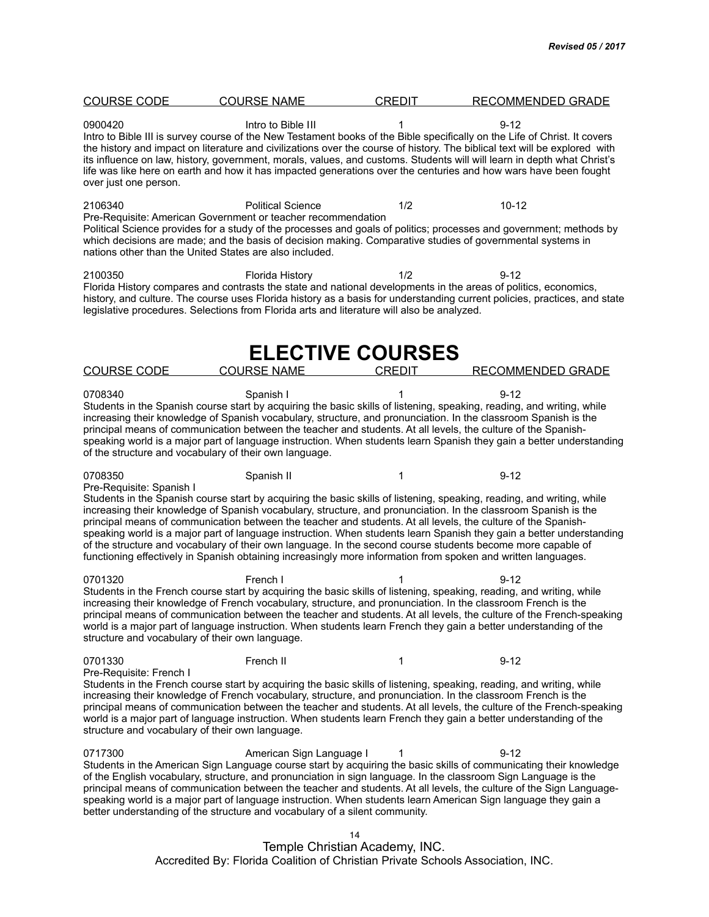| COURSE CODE | COURSE NAME | CREDIT | RECOMMENDED GRADE |
|---|---|---|---|
| 0900420 | Intro to Bible III | 1 | 9-12 |

Intro to Bible III is survey course of the New Testament books of the Bible specifically on the Life of Christ. It covers the history and impact on literature and civilizations over the course of history. The biblical text will be explored with its influence on law, history, government, morals, values, and customs. Students will will learn in depth what Christ's life was like here on earth and how it has impacted generations over the centuries and how wars have been fought over just one person.

| | | | |
|---|---|---|---|
| 2106340 | Political Science | 1/2 | 10-12 |

Pre-Requisite: American Government or teacher recommendation

Political Science provides for a study of the processes and goals of politics; processes and government; methods by which decisions are made; and the basis of decision making. Comparative studies of governmental systems in nations other than the United States are also included.

| | | | |
|---|---|---|---|
| 2100350 | Florida History | 1/2 | 9-12 |

Florida History compares and contrasts the state and national developments in the areas of politics, economics, history, and culture. The course uses Florida history as a basis for understanding current policies, practices, and state legislative procedures. Selections from Florida arts and literature will also be analyzed.

# ELECTIVE COURSES

| COURSE CODE | COURSE NAME | CREDIT | RECOMMENDED GRADE |
|---|---|---|---|
| 0708340 | Spanish I | 1 | 9-12 |

Students in the Spanish course start by acquiring the basic skills of listening, speaking, reading, and writing, while increasing their knowledge of Spanish vocabulary, structure, and pronunciation. In the classroom Spanish is the principal means of communication between the teacher and students. At all levels, the culture of the Spanish-speaking world is a major part of language instruction. When students learn Spanish they gain a better understanding of the structure and vocabulary of their own language.

| | | | |
|---|---|---|---|
| 0708350 | Spanish II | 1 | 9-12 |

Pre-Requisite: Spanish I

Students in the Spanish course start by acquiring the basic skills of listening, speaking, reading, and writing, while increasing their knowledge of Spanish vocabulary, structure, and pronunciation. In the classroom Spanish is the principal means of communication between the teacher and students. At all levels, the culture of the Spanish-speaking world is a major part of language instruction. When students learn Spanish they gain a better understanding of the structure and vocabulary of their own language. In the second course students become more capable of functioning effectively in Spanish obtaining increasingly more information from spoken and written languages.

| | | | |
|---|---|---|---|
| 0701320 | French I | 1 | 9-12 |

Students in the French course start by acquiring the basic skills of listening, speaking, reading, and writing, while increasing their knowledge of French vocabulary, structure, and pronunciation. In the classroom French is the principal means of communication between the teacher and students. At all levels, the culture of the French-speaking world is a major part of language instruction. When students learn French they gain a better understanding of the structure and vocabulary of their own language.

| | | | |
|---|---|---|---|
| 0701330 | French II | 1 | 9-12 |

Pre-Requisite: French I

Students in the French course start by acquiring the basic skills of listening, speaking, reading, and writing, while increasing their knowledge of French vocabulary, structure, and pronunciation. In the classroom French is the principal means of communication between the teacher and students. At all levels, the culture of the French-speaking world is a major part of language instruction. When students learn French they gain a better understanding of the structure and vocabulary of their own language.

| | | | |
|---|---|---|---|
| 0717300 | American Sign Language I | 1 | 9-12 |

Students in the American Sign Language course start by acquiring the basic skills of communicating their knowledge of the English vocabulary, structure, and pronunciation in sign language. In the classroom Sign Language is the principal means of communication between the teacher and students. At all levels, the culture of the Sign Language-speaking world is a major part of language instruction. When students learn American Sign language they gain a better understanding of the structure and vocabulary of a silent community.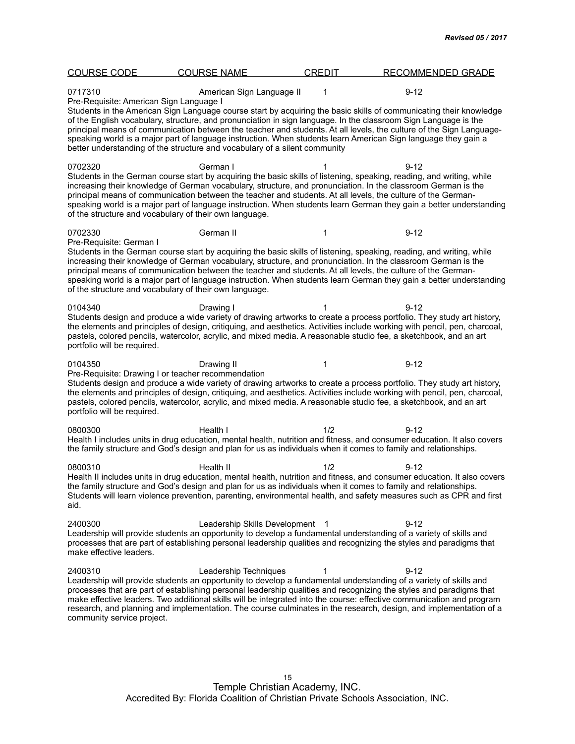*Revised 05 / 2017*

| COURSE CODE | COURSE NAME | CREDIT | RECOMMENDED GRADE |
|---|---|---|---|

0717310 American Sign Language II 1 9-12
Pre-Requisite: American Sign Language I
Students in the American Sign Language course start by acquiring the basic skills of communicating their knowledge of the English vocabulary, structure, and pronunciation in sign language. In the classroom Sign Language is the principal means of communication between the teacher and students. At all levels, the culture of the Sign Language-speaking world is a major part of language instruction. When students learn American Sign language they gain a better understanding of the structure and vocabulary of a silent community

0702320 German I 1 9-12
Students in the German course start by acquiring the basic skills of listening, speaking, reading, and writing, while increasing their knowledge of German vocabulary, structure, and pronunciation. In the classroom German is the principal means of communication between the teacher and students. At all levels, the culture of the German-speaking world is a major part of language instruction. When students learn German they gain a better understanding of the structure and vocabulary of their own language.

0702330 German II 1 9-12
Pre-Requisite: German I
Students in the German course start by acquiring the basic skills of listening, speaking, reading, and writing, while increasing their knowledge of German vocabulary, structure, and pronunciation. In the classroom German is the principal means of communication between the teacher and students. At all levels, the culture of the German-speaking world is a major part of language instruction. When students learn German they gain a better understanding of the structure and vocabulary of their own language.

0104340 Drawing I 1 9-12
Students design and produce a wide variety of drawing artworks to create a process portfolio. They study art history, the elements and principles of design, critiquing, and aesthetics. Activities include working with pencil, pen, charcoal, pastels, colored pencils, watercolor, acrylic, and mixed media. A reasonable studio fee, a sketchbook, and an art portfolio will be required.

0104350 Drawing II 1 9-12
Pre-Requisite: Drawing I or teacher recommendation
Students design and produce a wide variety of drawing artworks to create a process portfolio. They study art history, the elements and principles of design, critiquing, and aesthetics. Activities include working with pencil, pen, charcoal, pastels, colored pencils, watercolor, acrylic, and mixed media. A reasonable studio fee, a sketchbook, and an art portfolio will be required.

0800300 Health I 1/2 9-12
Health I includes units in drug education, mental health, nutrition and fitness, and consumer education. It also covers the family structure and God's design and plan for us as individuals when it comes to family and relationships.

0800310 Health II 1/2 9-12
Health II includes units in drug education, mental health, nutrition and fitness, and consumer education. It also covers the family structure and God's design and plan for us as individuals when it comes to family and relationships. Students will learn violence prevention, parenting, environmental health, and safety measures such as CPR and first aid.

2400300 Leadership Skills Development 1 9-12
Leadership will provide students an opportunity to develop a fundamental understanding of a variety of skills and processes that are part of establishing personal leadership qualities and recognizing the styles and paradigms that make effective leaders.

2400310 Leadership Techniques 1 9-12
Leadership will provide students an opportunity to develop a fundamental understanding of a variety of skills and processes that are part of establishing personal leadership qualities and recognizing the styles and paradigms that make effective leaders. Two additional skills will be integrated into the course: effective communication and program research, and planning and implementation. The course culminates in the research, design, and implementation of a community service project.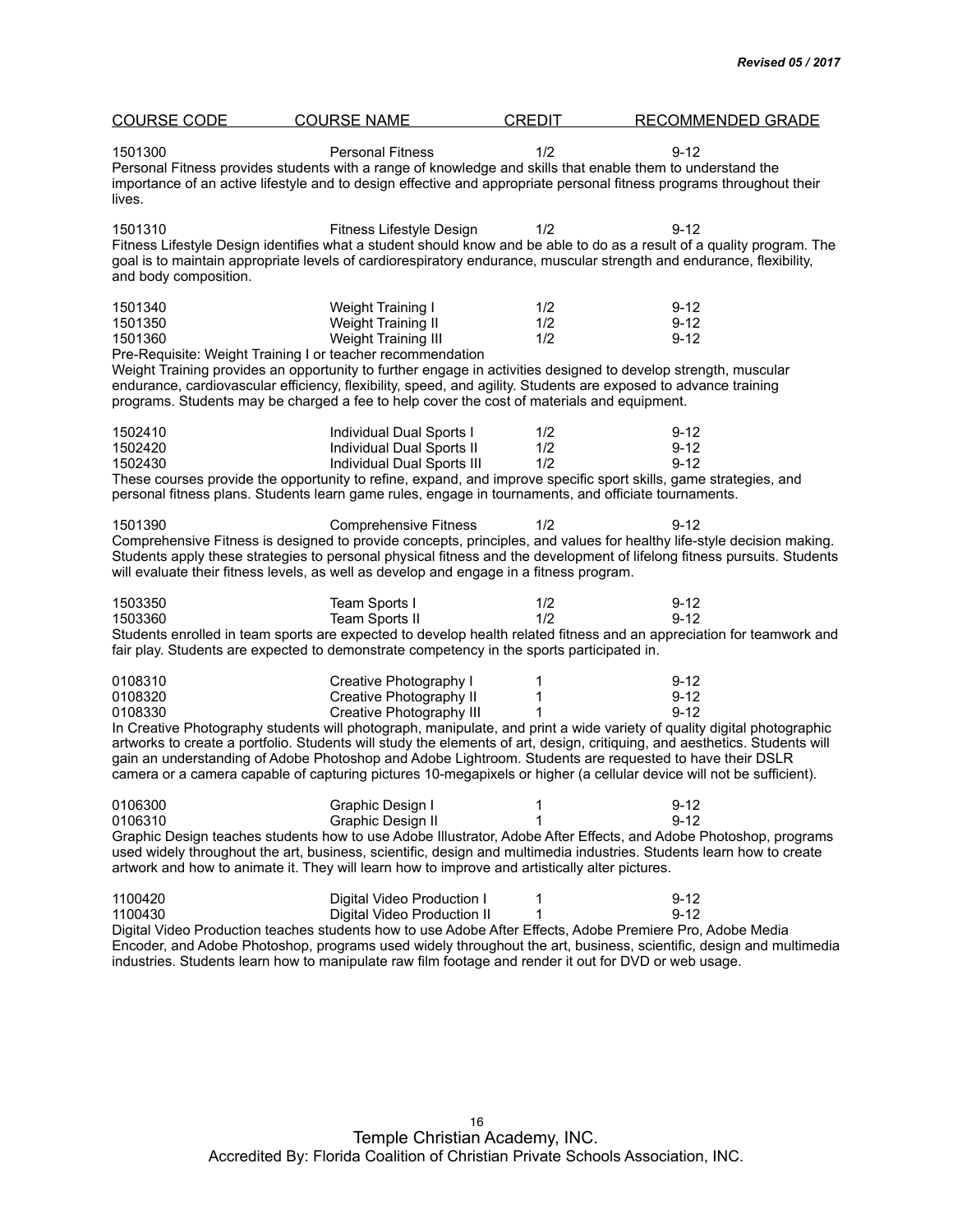| COURSE CODE | COURSE NAME | CREDIT | RECOMMENDED GRADE |
|---|---|---|---|
| 1501300 | Personal Fitness | 1/2 | 9-12 |

Personal Fitness provides students with a range of knowledge and skills that enable them to understand the importance of an active lifestyle and to design effective and appropriate personal fitness programs throughout their lives.

| | | | |
|---|---|---|---|
| 1501310 | Fitness Lifestyle Design | 1/2 | 9-12 |

Fitness Lifestyle Design identifies what a student should know and be able to do as a result of a quality program. The goal is to maintain appropriate levels of cardiorespiratory endurance, muscular strength and endurance, flexibility, and body composition.

| | | | |
|---|---|---|---|
| 1501340 | Weight Training I | 1/2 | 9-12 |
| 1501350 | Weight Training II | 1/2 | 9-12 |
| 1501360 | Weight Training III | 1/2 | 9-12 |

Pre-Requisite: Weight Training I or teacher recommendation

Weight Training provides an opportunity to further engage in activities designed to develop strength, muscular endurance, cardiovascular efficiency, flexibility, speed, and agility. Students are exposed to advance training programs. Students may be charged a fee to help cover the cost of materials and equipment.

| | | | |
|---|---|---|---|
| 1502410 | Individual Dual Sports I | 1/2 | 9-12 |
| 1502420 | Individual Dual Sports II | 1/2 | 9-12 |
| 1502430 | Individual Dual Sports III | 1/2 | 9-12 |

These courses provide the opportunity to refine, expand, and improve specific sport skills, game strategies, and personal fitness plans. Students learn game rules, engage in tournaments, and officiate tournaments.

| | | | |
|---|---|---|---|
| 1501390 | Comprehensive Fitness | 1/2 | 9-12 |

Comprehensive Fitness is designed to provide concepts, principles, and values for healthy life-style decision making. Students apply these strategies to personal physical fitness and the development of lifelong fitness pursuits. Students will evaluate their fitness levels, as well as develop and engage in a fitness program.

| | | | |
|---|---|---|---|
| 1503350 | Team Sports I | 1/2 | 9-12 |
| 1503360 | Team Sports II | 1/2 | 9-12 |

Students enrolled in team sports are expected to develop health related fitness and an appreciation for teamwork and fair play. Students are expected to demonstrate competency in the sports participated in.

| | | | |
|---|---|---|---|
| 0108310 | Creative Photography I | 1 | 9-12 |
| 0108320 | Creative Photography II | 1 | 9-12 |
| 0108330 | Creative Photography III | 1 | 9-12 |

In Creative Photography students will photograph, manipulate, and print a wide variety of quality digital photographic artworks to create a portfolio. Students will study the elements of art, design, critiquing, and aesthetics. Students will gain an understanding of Adobe Photoshop and Adobe Lightroom. Students are requested to have their DSLR camera or a camera capable of capturing pictures 10-megapixels or higher (a cellular device will not be sufficient).

| | | | |
|---|---|---|---|
| 0106300 | Graphic Design I | 1 | 9-12 |
| 0106310 | Graphic Design II | 1 | 9-12 |

Graphic Design teaches students how to use Adobe Illustrator, Adobe After Effects, and Adobe Photoshop, programs used widely throughout the art, business, scientific, design and multimedia industries. Students learn how to create artwork and how to animate it. They will learn how to improve and artistically alter pictures.

| | | | |
|---|---|---|---|
| 1100420 | Digital Video Production I | 1 | 9-12 |
| 1100430 | Digital Video Production II | 1 | 9-12 |

Digital Video Production teaches students how to use Adobe After Effects, Adobe Premiere Pro, Adobe Media Encoder, and Adobe Photoshop, programs used widely throughout the art, business, scientific, design and multimedia industries. Students learn how to manipulate raw film footage and render it out for DVD or web usage.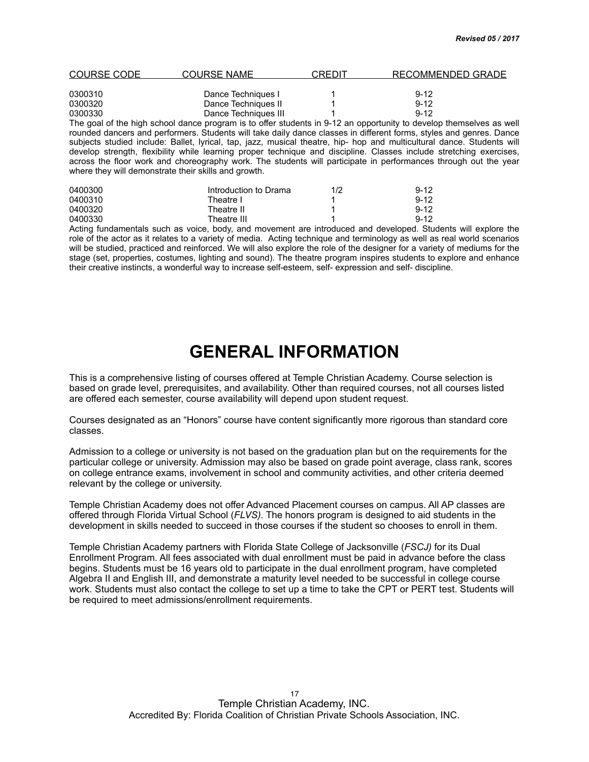| COURSE CODE | COURSE NAME | CREDIT | RECOMMENDED GRADE |
|---|---|---|---|
| 0300310 | Dance Techniques I | 1 | 9-12 |
| 0300320 | Dance Techniques II | 1 | 9-12 |
| 0300330 | Dance Techniques III | 1 | 9-12 |

The goal of the high school dance program is to offer students in 9-12 an opportunity to develop themselves as well rounded dancers and performers. Students will take daily dance classes in different forms, styles and genres. Dance subjects studied include: Ballet, lyrical, tap, jazz, musical theatre, hip- hop and multicultural dance. Students will develop strength, flexibility while learning proper technique and discipline. Classes include stretching exercises, across the floor work and choreography work. The students will participate in performances through out the year where they will demonstrate their skills and growth.

| | | | |
|---|---|---|---|
| 0400300 | Introduction to Drama | 1/2 | 9-12 |
| 0400310 | Theatre I | 1 | 9-12 |
| 0400320 | Theatre II | 1 | 9-12 |
| 0400330 | Theatre III | 1 | 9-12 |

Acting fundamentals such as voice, body, and movement are introduced and developed. Students will explore the role of the actor as it relates to a variety of media. Acting technique and terminology as well as real world scenarios will be studied, practiced and reinforced. We will also explore the role of the designer for a variety of mediums for the stage (set, properties, costumes, lighting and sound). The theatre program inspires students to explore and enhance their creative instincts, a wonderful way to increase self-esteem, self- expression and self- discipline.

# GENERAL INFORMATION

This is a comprehensive listing of courses offered at Temple Christian Academy. Course selection is based on grade level, prerequisites, and availability. Other than required courses, not all courses listed are offered each semester, course availability will depend upon student request.

Courses designated as an "Honors" course have content significantly more rigorous than standard core classes.

Admission to a college or university is not based on the graduation plan but on the requirements for the particular college or university. Admission may also be based on grade point average, class rank, scores on college entrance exams, involvement in school and community activities, and other criteria deemed relevant by the college or university.

Temple Christian Academy does not offer Advanced Placement courses on campus. All AP classes are offered through Florida Virtual School (*FLVS)*. The honors program is designed to aid students in the development in skills needed to succeed in those courses if the student so chooses to enroll in them.

Temple Christian Academy partners with Florida State College of Jacksonville (*FSCJ)* for its Dual Enrollment Program. All fees associated with dual enrollment must be paid in advance before the class begins. Students must be 16 years old to participate in the dual enrollment program, have completed Algebra II and English III, and demonstrate a maturity level needed to be successful in college course work. Students must also contact the college to set up a time to take the CPT or PERT test. Students will be required to meet admissions/enrollment requirements.